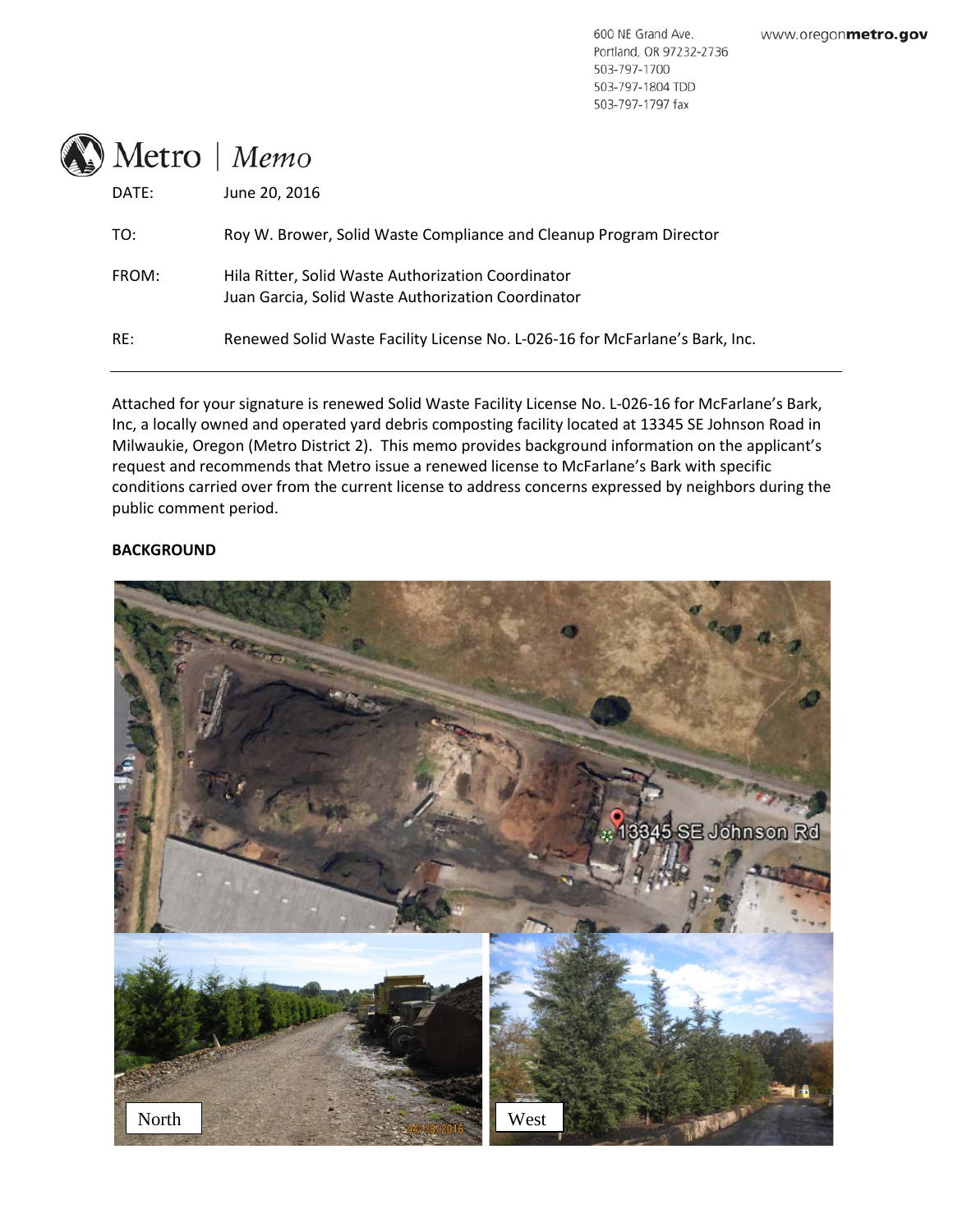600 NE Grand Ave.
Portland, OR 97232-2736
503-797-1700
503-797-1804 TDD
503-797-1797 fax

www.oregonmetro.gov

# Metro | *Memo*

DATE: June 20, 2016

TO: Roy W. Brower, Solid Waste Compliance and Cleanup Program Director

FROM: Hila Ritter, Solid Waste Authorization Coordinator
Juan Garcia, Solid Waste Authorization Coordinator

RE: Renewed Solid Waste Facility License No. L-026-16 for McFarlane's Bark, Inc.

---

Attached for your signature is renewed Solid Waste Facility License No. L-026-16 for McFarlane's Bark, Inc, a locally owned and operated yard debris composting facility located at 13345 SE Johnson Road in Milwaukie, Oregon (Metro District 2). This memo provides background information on the applicant's request and recommends that Metro issue a renewed license to McFarlane's Bark with specific conditions carried over from the current license to address concerns expressed by neighbors during the public comment period.

**BACKGROUND**

North

West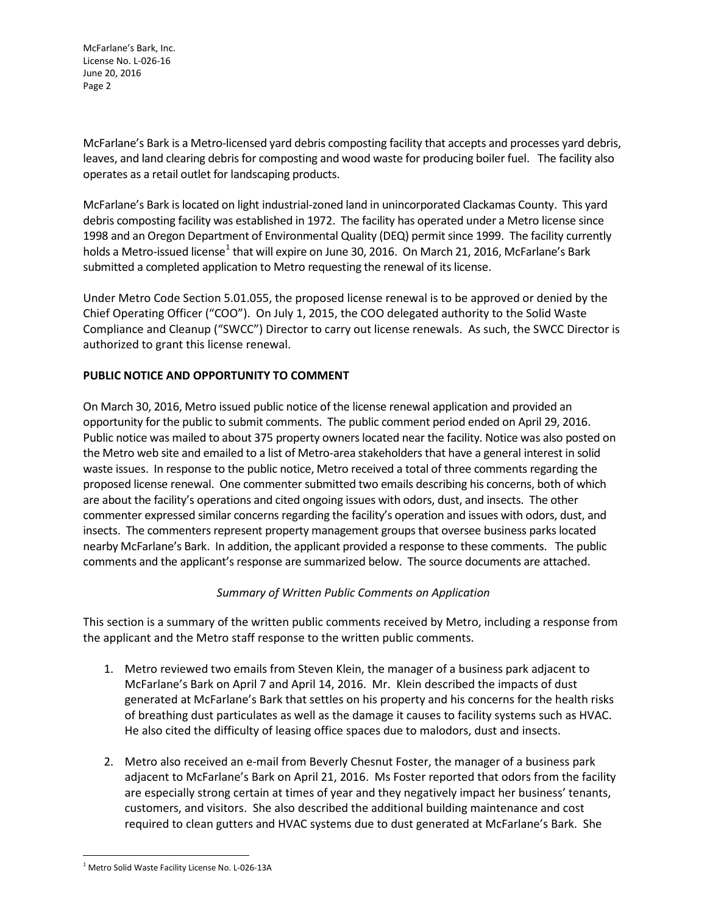McFarlane's Bark is a Metro-licensed yard debris composting facility that accepts and processes yard debris, leaves, and land clearing debris for composting and wood waste for producing boiler fuel. The facility also operates as a retail outlet for landscaping products.

McFarlane's Bark is located on light industrial-zoned land in unincorporated Clackamas County. This yard debris composting facility was established in 1972. The facility has operated under a Metro license since 1998 and an Oregon Department of Environmental Quality (DEQ) permit since 1999. The facility currently holds a Metro-issued license[1] that will expire on June 30, 2016. On March 21, 2016, McFarlane's Bark submitted a completed application to Metro requesting the renewal of its license.

Under Metro Code Section 5.01.055, the proposed license renewal is to be approved or denied by the Chief Operating Officer ("COO"). On July 1, 2015, the COO delegated authority to the Solid Waste Compliance and Cleanup ("SWCC") Director to carry out license renewals. As such, the SWCC Director is authorized to grant this license renewal.

**PUBLIC NOTICE AND OPPORTUNITY TO COMMENT**

On March 30, 2016, Metro issued public notice of the license renewal application and provided an opportunity for the public to submit comments. The public comment period ended on April 29, 2016. Public notice was mailed to about 375 property owners located near the facility. Notice was also posted on the Metro web site and emailed to a list of Metro-area stakeholders that have a general interest in solid waste issues. In response to the public notice, Metro received a total of three comments regarding the proposed license renewal. One commenter submitted two emails describing his concerns, both of which are about the facility's operations and cited ongoing issues with odors, dust, and insects. The other commenter expressed similar concerns regarding the facility's operation and issues with odors, dust, and insects. The commenters represent property management groups that oversee business parks located nearby McFarlane's Bark. In addition, the applicant provided a response to these comments. The public comments and the applicant's response are summarized below. The source documents are attached.

*Summary of Written Public Comments on Application*

This section is a summary of the written public comments received by Metro, including a response from the applicant and the Metro staff response to the written public comments.

1. Metro reviewed two emails from Steven Klein, the manager of a business park adjacent to McFarlane's Bark on April 7 and April 14, 2016. Mr. Klein described the impacts of dust generated at McFarlane's Bark that settles on his property and his concerns for the health risks of breathing dust particulates as well as the damage it causes to facility systems such as HVAC. He also cited the difficulty of leasing office spaces due to malodors, dust and insects.

2. Metro also received an e-mail from Beverly Chesnut Foster, the manager of a business park adjacent to McFarlane's Bark on April 21, 2016. Ms Foster reported that odors from the facility are especially strong certain at times of year and they negatively impact her business' tenants, customers, and visitors. She also described the additional building maintenance and cost required to clean gutters and HVAC systems due to dust generated at McFarlane's Bark. She

---

[1] Metro Solid Waste Facility License No. L-026-13A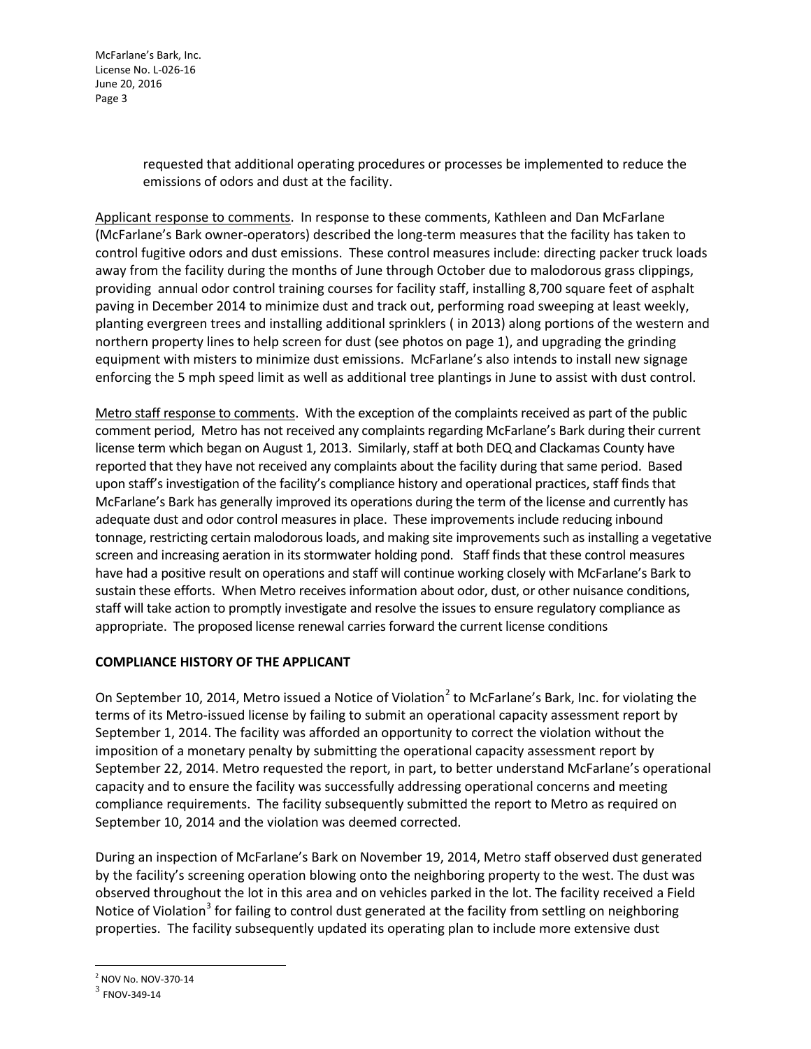requested that additional operating procedures or processes be implemented to reduce the emissions of odors and dust at the facility.

Applicant response to comments. In response to these comments, Kathleen and Dan McFarlane (McFarlane's Bark owner-operators) described the long-term measures that the facility has taken to control fugitive odors and dust emissions. These control measures include: directing packer truck loads away from the facility during the months of June through October due to malodorous grass clippings, providing annual odor control training courses for facility staff, installing 8,700 square feet of asphalt paving in December 2014 to minimize dust and track out, performing road sweeping at least weekly, planting evergreen trees and installing additional sprinklers ( in 2013) along portions of the western and northern property lines to help screen for dust (see photos on page 1), and upgrading the grinding equipment with misters to minimize dust emissions. McFarlane's also intends to install new signage enforcing the 5 mph speed limit as well as additional tree plantings in June to assist with dust control.

Metro staff response to comments. With the exception of the complaints received as part of the public comment period, Metro has not received any complaints regarding McFarlane's Bark during their current license term which began on August 1, 2013. Similarly, staff at both DEQ and Clackamas County have reported that they have not received any complaints about the facility during that same period. Based upon staff's investigation of the facility's compliance history and operational practices, staff finds that McFarlane's Bark has generally improved its operations during the term of the license and currently has adequate dust and odor control measures in place. These improvements include reducing inbound tonnage, restricting certain malodorous loads, and making site improvements such as installing a vegetative screen and increasing aeration in its stormwater holding pond. Staff finds that these control measures have had a positive result on operations and staff will continue working closely with McFarlane's Bark to sustain these efforts. When Metro receives information about odor, dust, or other nuisance conditions, staff will take action to promptly investigate and resolve the issues to ensure regulatory compliance as appropriate. The proposed license renewal carries forward the current license conditions

**COMPLIANCE HISTORY OF THE APPLICANT**

On September 10, 2014, Metro issued a Notice of Violation[2] to McFarlane's Bark, Inc. for violating the terms of its Metro-issued license by failing to submit an operational capacity assessment report by September 1, 2014. The facility was afforded an opportunity to correct the violation without the imposition of a monetary penalty by submitting the operational capacity assessment report by September 22, 2014. Metro requested the report, in part, to better understand McFarlane's operational capacity and to ensure the facility was successfully addressing operational concerns and meeting compliance requirements. The facility subsequently submitted the report to Metro as required on September 10, 2014 and the violation was deemed corrected.

During an inspection of McFarlane's Bark on November 19, 2014, Metro staff observed dust generated by the facility's screening operation blowing onto the neighboring property to the west. The dust was observed throughout the lot in this area and on vehicles parked in the lot. The facility received a Field Notice of Violation[3] for failing to control dust generated at the facility from settling on neighboring properties. The facility subsequently updated its operating plan to include more extensive dust

---

[2] NOV No. NOV-370-14

[3] FNOV-349-14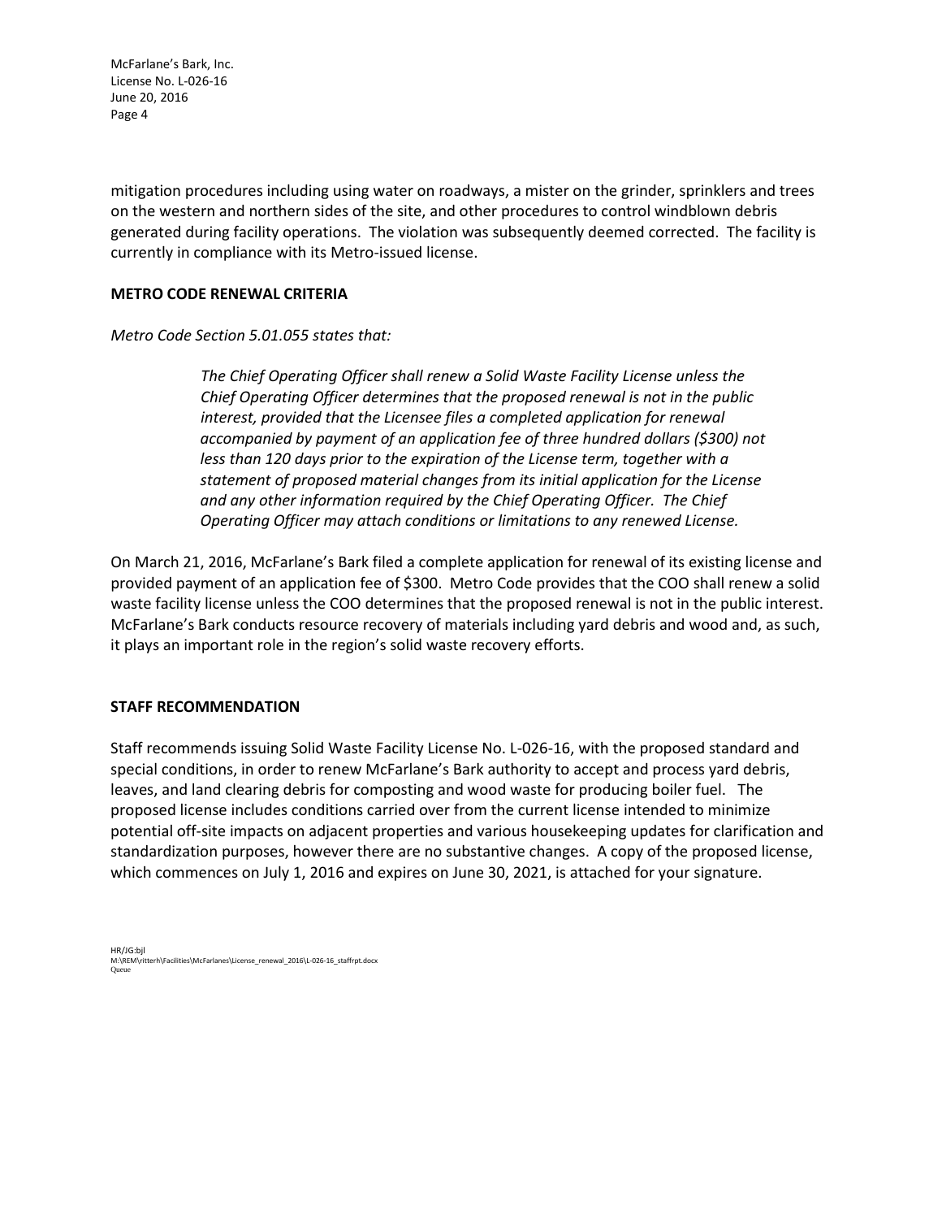mitigation procedures including using water on roadways, a mister on the grinder, sprinklers and trees on the western and northern sides of the site, and other procedures to control windblown debris generated during facility operations. The violation was subsequently deemed corrected. The facility is currently in compliance with its Metro-issued license.

**METRO CODE RENEWAL CRITERIA**

*Metro Code Section 5.01.055 states that:*

> *The Chief Operating Officer shall renew a Solid Waste Facility License unless the Chief Operating Officer determines that the proposed renewal is not in the public interest, provided that the Licensee files a completed application for renewal accompanied by payment of an application fee of three hundred dollars ($300) not less than 120 days prior to the expiration of the License term, together with a statement of proposed material changes from its initial application for the License and any other information required by the Chief Operating Officer. The Chief Operating Officer may attach conditions or limitations to any renewed License.*

On March 21, 2016, McFarlane's Bark filed a complete application for renewal of its existing license and provided payment of an application fee of $300. Metro Code provides that the COO shall renew a solid waste facility license unless the COO determines that the proposed renewal is not in the public interest. McFarlane's Bark conducts resource recovery of materials including yard debris and wood and, as such, it plays an important role in the region's solid waste recovery efforts.

**STAFF RECOMMENDATION**

Staff recommends issuing Solid Waste Facility License No. L-026-16, with the proposed standard and special conditions, in order to renew McFarlane's Bark authority to accept and process yard debris, leaves, and land clearing debris for composting and wood waste for producing boiler fuel. The proposed license includes conditions carried over from the current license intended to minimize potential off-site impacts on adjacent properties and various housekeeping updates for clarification and standardization purposes, however there are no substantive changes. A copy of the proposed license, which commences on July 1, 2016 and expires on June 30, 2021, is attached for your signature.

HR/JG:bjl
M:\REM\ritterh\Facilities\McFarlanes\License_renewal_2016\L-026-16_staffrpt.docx
Queue